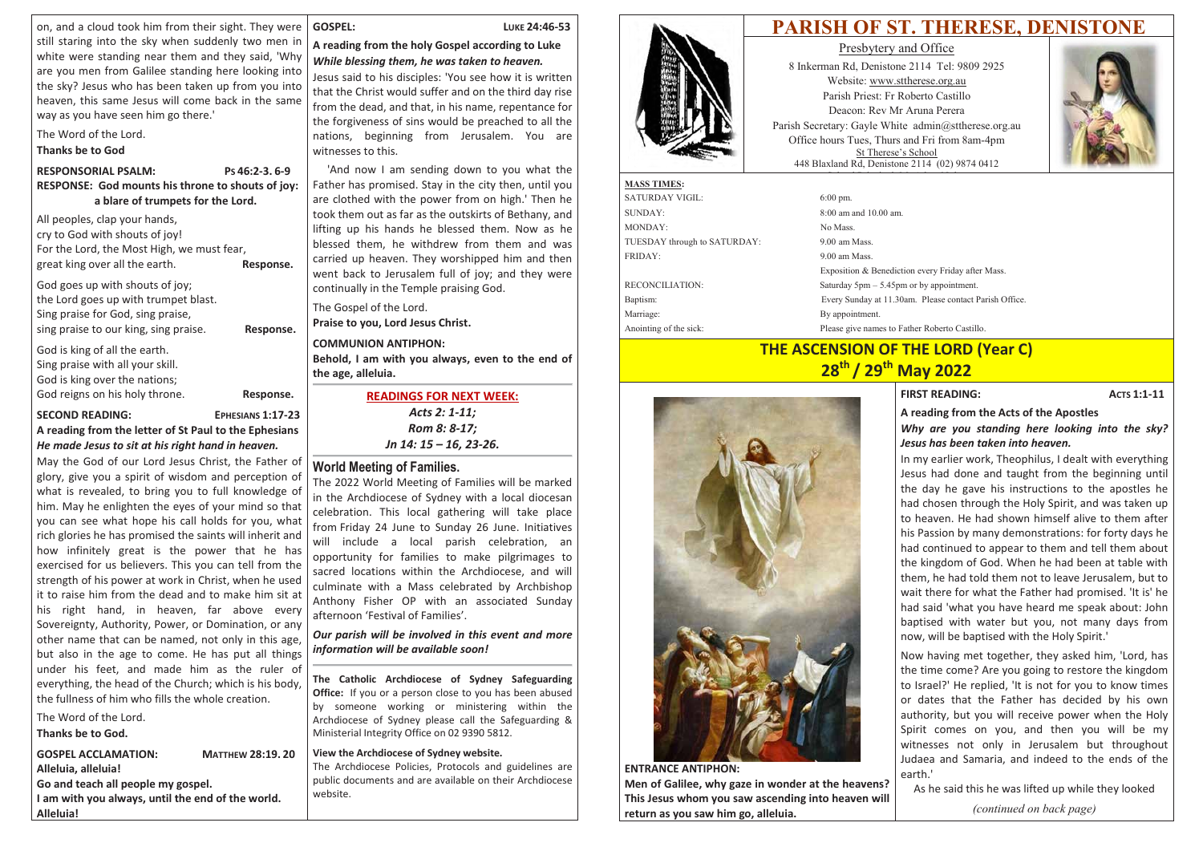# PARISH OF ST. THERESE, DENISTONE

Presbytery and Office

8 Inkerman Rd, Denistone 2114 Tel: 9809 2925

Website: www.sttherese.org.au

Parish Priest: Fr Roberto Castillo

Deacon: Rev Mr Aruna Perera

Parish Secretary: Gayle White admin@sttherese.org.au

Office hours Tues, Thurs and Fri from 8am-4pm

St Therese's School

448 Blaxland Rd, Denistone 2114 (02) 9874 0412

**MASS TIMES:**

| | |
|---|---|
| SATURDAY VIGIL: | 6:00 pm. |
| SUNDAY: | 8:00 am and 10.00 am. |
| MONDAY: | No Mass. |
| TUESDAY through to SATURDAY: | 9.00 am Mass. |
| FRIDAY: | 9.00 am Mass. |
| | Exposition & Benediction every Friday after Mass. |
| RECONCILIATION: | Saturday 5pm – 5.45pm or by appointment. |
| Baptism: | Every Sunday at 11.30am. Please contact Parish Office. |
| Marriage: | By appointment. |
| Anointing of the sick: | Please give names to Father Roberto Castillo. |

## THE ASCENSION OF THE LORD (Year C)
## 28th / 29th May 2022

**ENTRANCE ANTIPHON:**

**Men of Galilee, why gaze in wonder at the heavens? This Jesus whom you saw ascending into heaven will return as you saw him go, alleluia.**

**FIRST READING: ACTS 1:1-11**

**A reading from the Acts of the Apostles**

***Why are you standing here looking into the sky? Jesus has been taken into heaven.***

In my earlier work, Theophilus, I dealt with everything Jesus had done and taught from the beginning until the day he gave his instructions to the apostles he had chosen through the Holy Spirit, and was taken up to heaven. He had shown himself alive to them after his Passion by many demonstrations: for forty days he had continued to appear to them and tell them about the kingdom of God. When he had been at table with them, he had told them not to leave Jerusalem, but to wait there for what the Father had promised. 'It is' he had said 'what you have heard me speak about: John baptised with water but you, not many days from now, will be baptised with the Holy Spirit.'

Now having met together, they asked him, 'Lord, has the time come? Are you going to restore the kingdom to Israel?' He replied, 'It is not for you to know times or dates that the Father has decided by his own authority, but you will receive power when the Holy Spirit comes on you, and then you will be my witnesses not only in Jerusalem but throughout Judaea and Samaria, and indeed to the ends of the earth.'

As he said this he was lifted up while they looked

*(continued on back page)*

on, and a cloud took him from their sight. They were still staring into the sky when suddenly two men in white were standing near them and they said, 'Why are you men from Galilee standing here looking into the sky? Jesus who has been taken up from you into heaven, this same Jesus will come back in the same way as you have seen him go there.'

The Word of the Lord.

**Thanks be to God**

**RESPONSORIAL PSALM: PS 46:2-3. 6-9**

**RESPONSE: God mounts his throne to shouts of joy: a blare of trumpets for the Lord.**

All peoples, clap your hands,
cry to God with shouts of joy!
For the Lord, the Most High, we must fear,
great king over all the earth. **Response.**

God goes up with shouts of joy;
the Lord goes up with trumpet blast.
Sing praise for God, sing praise,
sing praise to our king, sing praise. **Response.**

God is king of all the earth.
Sing praise with all your skill.
God is king over the nations;
God reigns on his holy throne. **Response.**

**SECOND READING: EPHESIANS 1:17-23**

**A reading from the letter of St Paul to the Ephesians**

***He made Jesus to sit at his right hand in heaven.***

May the God of our Lord Jesus Christ, the Father of glory, give you a spirit of wisdom and perception of what is revealed, to bring you to full knowledge of him. May he enlighten the eyes of your mind so that you can see what hope his call holds for you, what rich glories he has promised the saints will inherit and how infinitely great is the power that he has exercised for us believers. This you can tell from the strength of his power at work in Christ, when he used it to raise him from the dead and to make him sit at his right hand, in heaven, far above every Sovereignty, Authority, Power, or Domination, or any other name that can be named, not only in this age, but also in the age to come. He has put all things under his feet, and made him as the ruler of everything, the head of the Church; which is his body, the fullness of him who fills the whole creation.

The Word of the Lord.

**Thanks be to God.**

**GOSPEL ACCLAMATION: MATTHEW 28:19. 20**

**Alleluia, alleluia!**
**Go and teach all people my gospel.**
**I am with you always, until the end of the world.**
**Alleluia!**

**GOSPEL: LUKE 24:46-53**

**A reading from the holy Gospel according to Luke**

***While blessing them, he was taken to heaven.***

Jesus said to his disciples: 'You see how it is written that the Christ would suffer and on the third day rise from the dead, and that, in his name, repentance for the forgiveness of sins would be preached to all the nations, beginning from Jerusalem. You are witnesses to this.

'And now I am sending down to you what the Father has promised. Stay in the city then, until you are clothed with the power from on high.' Then he took them out as far as the outskirts of Bethany, and lifting up his hands he blessed them. Now as he blessed them, he withdrew from them and was carried up heaven. They worshipped him and then went back to Jerusalem full of joy; and they were continually in the Temple praising God.

The Gospel of the Lord.

**Praise to you, Lord Jesus Christ.**

**COMMUNION ANTIPHON:**

**Behold, I am with you always, even to the end of the age, alleluia.**

**READINGS FOR NEXT WEEK:**

*Acts 2: 1-11;*
*Rom 8: 8-17;*
*Jn 14: 15 – 16, 23-26.*

## World Meeting of Families.

The 2022 World Meeting of Families will be marked in the Archdiocese of Sydney with a local diocesan celebration. This local gathering will take place from Friday 24 June to Sunday 26 June. Initiatives will include a local parish celebration, an opportunity for families to make pilgrimages to sacred locations within the Archdiocese, and will culminate with a Mass celebrated by Archbishop Anthony Fisher OP with an associated Sunday afternoon 'Festival of Families'.

***Our parish will be involved in this event and more information will be available soon!***

**The Catholic Archdiocese of Sydney Safeguarding Office:** If you or a person close to you has been abused by someone working or ministering within the Archdiocese of Sydney please call the Safeguarding & Ministerial Integrity Office on 02 9390 5812.

**View the Archdiocese of Sydney website.**

The Archdiocese Policies, Protocols and guidelines are public documents and are available on their Archdiocese website.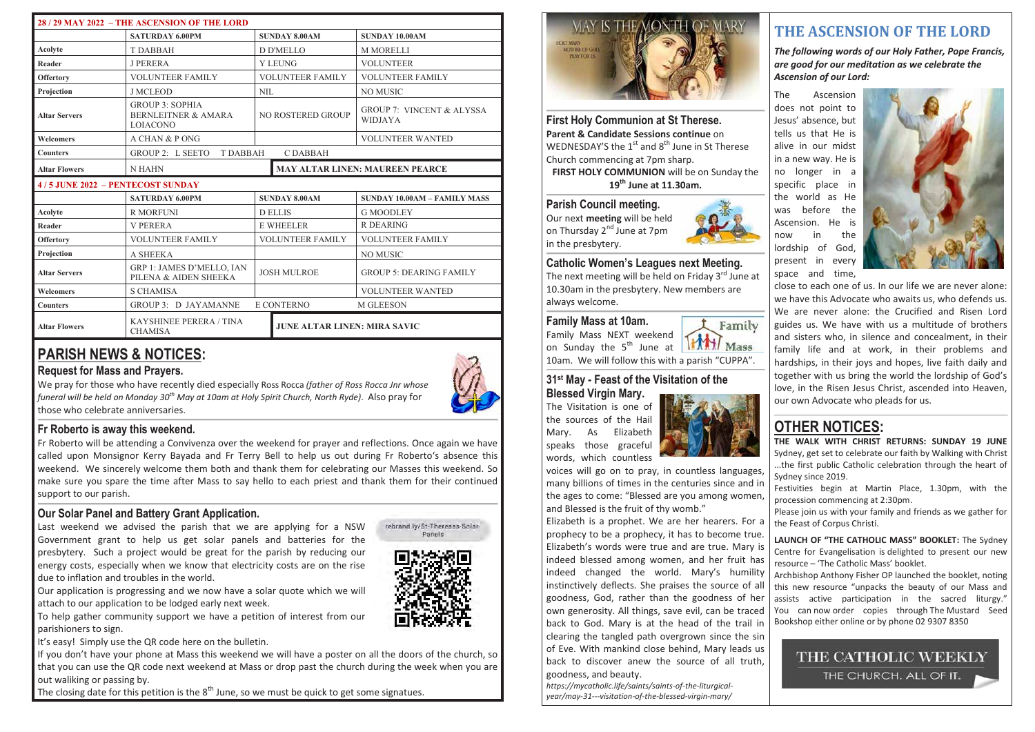| 28 / 29 MAY 2022 – THE ASCENSION OF THE LORD | | | |
|---|---|---|---|
| | SATURDAY 6.00PM | SUNDAY 8.00AM | SUNDAY 10.00AM |
| Acolyte | T DABBAH | D D'MELLO | M MORELLI |
| Reader | J PERERA | Y LEUNG | VOLUNTEER |
| Offertory | VOLUNTEER FAMILY | VOLUNTEER FAMILY | VOLUNTEER FAMILY |
| Projection | J MCLEOD | NIL | NO MUSIC |
| Altar Servers | GROUP 3: SOPHIA BERNLEITNER & AMARA LOIACONO | NO ROSTERED GROUP | GROUP 7: VINCENT & ALYSSA WIDJAYA |
| Welcomers | A CHAN & P ONG | | VOLUNTEER WANTED |
| Counters | GROUP 2: L SEETO T DABBAH C DABBAH | | |
| Altar Flowers | N HAHN | MAY ALTAR LINEN: MAUREEN PEARCE | |

| 4 / 5 JUNE 2022 – PENTECOST SUNDAY | | | |
|---|---|---|---|
| | SATURDAY 6.00PM | SUNDAY 8.00AM | SUNDAY 10.00AM – FAMILY MASS |
| Acolyte | R MORFUNI | D ELLIS | G MOODLEY |
| Reader | V PERERA | E WHEELER | R DEARING |
| Offertory | VOLUNTEER FAMILY | VOLUNTEER FAMILY | VOLUNTEER FAMILY |
| Projection | A SHEEKA | | NO MUSIC |
| Altar Servers | GRP 1: JAMES D'MELLO, IAN PILENA & AIDEN SHEEKA | JOSH MULROE | GROUP 5: DEARING FAMILY |
| Welcomers | S CHAMISA | | VOLUNTEER WANTED |
| Counters | GROUP 3: D JAYAMANNE | E CONTERNO | M GLEESON |
| Altar Flowers | KAYSHINEE PERERA / TINA CHAMISA | JUNE ALTAR LINEN: MIRA SAVIC | |

# PARISH NEWS & NOTICES:

### Request for Mass and Prayers.

We pray for those who have recently died especially Ross Rocca *(father of Ross Rocca Jnr whose funeral will be held on Monday 30th May at 10am at Holy Spirit Church, North Ryde)*. Also pray for those who celebrate anniversaries.

### Fr Roberto is away this weekend.

Fr Roberto will be attending a Convivenza over the weekend for prayer and reflections. Once again we have called upon Monsignor Kerry Bayada and Fr Terry Bell to help us out during Fr Roberto's absence this weekend. We sincerely welcome them both and thank them for celebrating our Masses this weekend. So make sure you spare the time after Mass to say hello to each priest and thank them for their continued support to our parish.

### Our Solar Panel and Battery Grant Application.

Last weekend we advised the parish that we are applying for a NSW Government grant to help us get solar panels and batteries for the presbytery. Such a project would be great for the parish by reducing our energy costs, especially when we know that electricity costs are on the rise due to inflation and troubles in the world.

Our application is progressing and we now have a solar quote which we will attach to our application to be lodged early next week.

To help gather community support we have a petition of interest from our parishioners to sign.

It's easy! Simply use the QR code here on the bulletin.

rebrand.ly/St-Theresas-Solar-Panels

If you don't have your phone at Mass this weekend we will have a poster on all the doors of the church, so that you can use the QR code next weekend at Mass or drop past the church during the week when you are out waliking or passing by.

The closing date for this petition is the 8th June, so we must be quick to get some signatures.

MAY IS THE MONTH OF MARY

HOLY MARY MOTHER OF GOD PRAY FOR US

### First Holy Communion at St Therese.

**Parent & Candidate Sessions continue** on WEDNESDAY'S the 1st and 8th June in St Therese Church commencing at 7pm sharp.

**FIRST HOLY COMMUNION** will be on Sunday the **19th June at 11.30am.**

### Parish Council meeting.

Our next **meeting** will be held on Thursday 2nd June at 7pm in the presbytery.

### Catholic Women's Leagues next Meeting.

The next meeting will be held on Friday 3rd June at 10.30am in the presbytery. New members are always welcome.

### Family Mass at 10am.

Family Mass NEXT weekend on Sunday the 5th June at 10am. We will follow this with a parish "CUPPA".

### 31st May - Feast of the Visitation of the Blessed Virgin Mary.

The Visitation is one of the sources of the Hail Mary. As Elizabeth speaks those graceful words, which countless voices will go on to pray, in countless languages, many billions of times in the centuries since and in the ages to come: "Blessed are you among women, and Blessed is the fruit of thy womb."

Elizabeth is a prophet. We are her hearers. For a prophecy to be a prophecy, it has to become true. Elizabeth's words were true and are true. Mary is indeed blessed among women, and her fruit has indeed changed the world. Mary's humility instinctively deflects. She praises the source of all goodness, God, rather than the goodness of her own generosity. All things, save evil, can be traced back to God. Mary is at the head of the trail in clearing the tangled path overgrown since the sin of Eve. With mankind close behind, Mary leads us back to discover anew the source of all truth, goodness, and beauty.

*https://mycatholic.life/saints/saints-of-the-liturgical-year/may-31---visitation-of-the-blessed-virgin-mary/*

## THE ASCENSION OF THE LORD

***The following words of our Holy Father, Pope Francis, are good for our meditation as we celebrate the Ascension of our Lord:***

The Ascension does not point to Jesus' absence, but tells us that He is alive in our midst in a new way. He is no longer in a specific place in the world as He was before the Ascension. He is now in the lordship of God, present in every space and time, close to each one of us. In our life we are never alone: we have this Advocate who awaits us, who defends us. We are never alone: the Crucified and Risen Lord guides us. We have with us a multitude of brothers and sisters who, in silence and concealment, in their family life and at work, in their problems and hardships, in their joys and hopes, live faith daily and together with us bring the world the lordship of God's love, in the Risen Jesus Christ, ascended into Heaven, our own Advocate who pleads for us.

# OTHER NOTICES:

**THE WALK WITH CHRIST RETURNS: SUNDAY 19 JUNE**

Sydney, get set to celebrate our faith by Walking with Christ ...the first public Catholic celebration through the heart of Sydney since 2019.

Festivities begin at Martin Place, 1.30pm, with the procession commencing at 2:30pm.

Please join us with your family and friends as we gather for the Feast of Corpus Christi.

**LAUNCH OF "THE CATHOLIC MASS" BOOKLET:** The Sydney Centre for Evangelisation is delighted to present our new resource – 'The Catholic Mass' booklet.

Archbishop Anthony Fisher OP launched the booklet, noting this new resource "unpacks the beauty of our Mass and assists active participation in the sacred liturgy." You can now order copies through The Mustard Seed Bookshop either online or by phone 02 9307 8350

THE CATHOLIC WEEKLY
THE CHURCH. ALL OF IT.